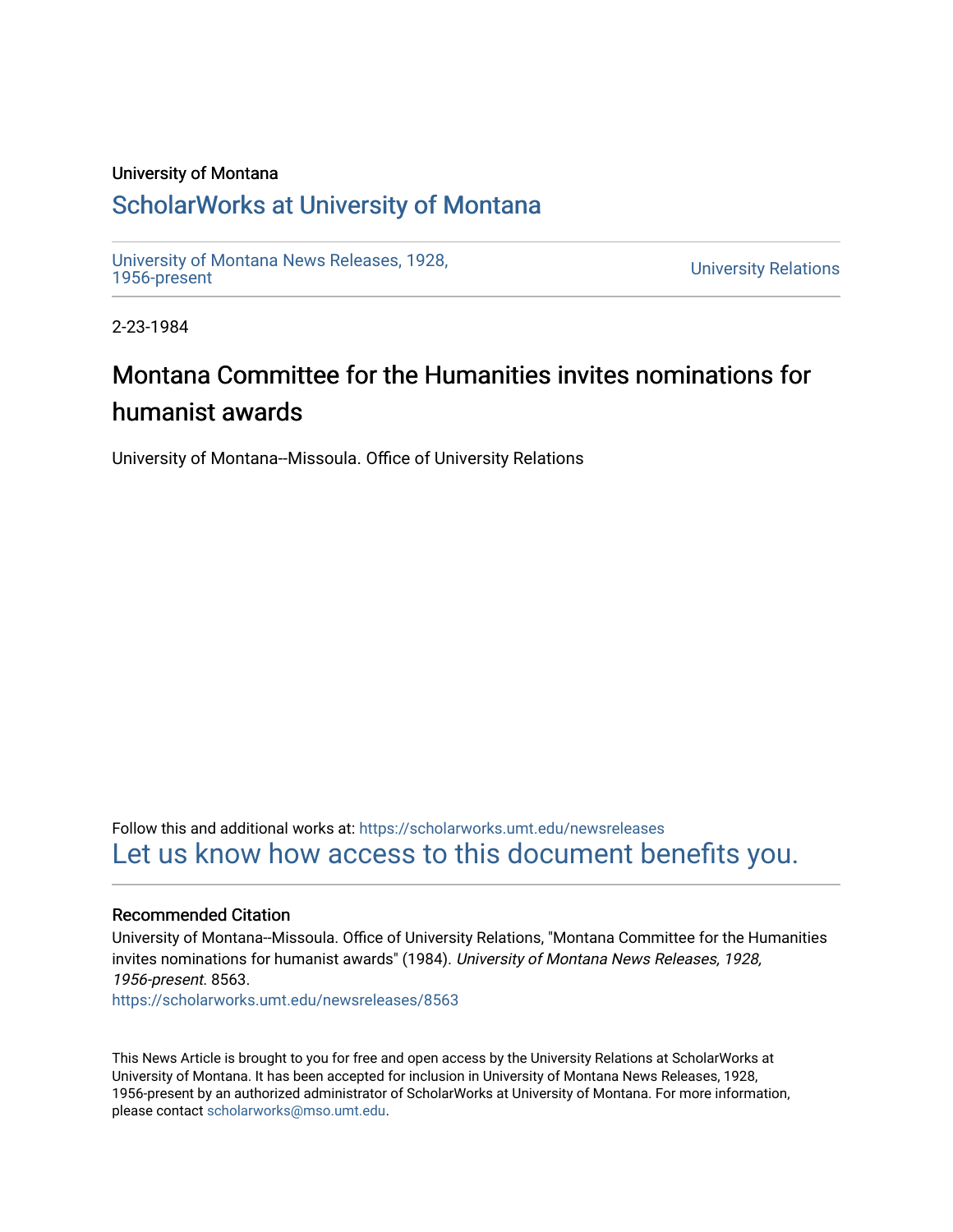University of Montana

# ScholarWorks at University of Montana

University of Montana News Releases, 1928, 1956-present

University Relations

2-23-1984

## Montana Committee for the Humanities invites nominations for humanist awards

University of Montana--Missoula. Office of University Relations

Follow this and additional works at: https://scholarworks.umt.edu/newsreleases

Let us know how access to this document benefits you.

### Recommended Citation

University of Montana--Missoula. Office of University Relations, "Montana Committee for the Humanities invites nominations for humanist awards" (1984). *University of Montana News Releases, 1928, 1956-present*. 8563.
https://scholarworks.umt.edu/newsreleases/8563

This News Article is brought to you for free and open access by the University Relations at ScholarWorks at University of Montana. It has been accepted for inclusion in University of Montana News Releases, 1928, 1956-present by an authorized administrator of ScholarWorks at University of Montana. For more information, please contact scholarworks@mso.umt.edu.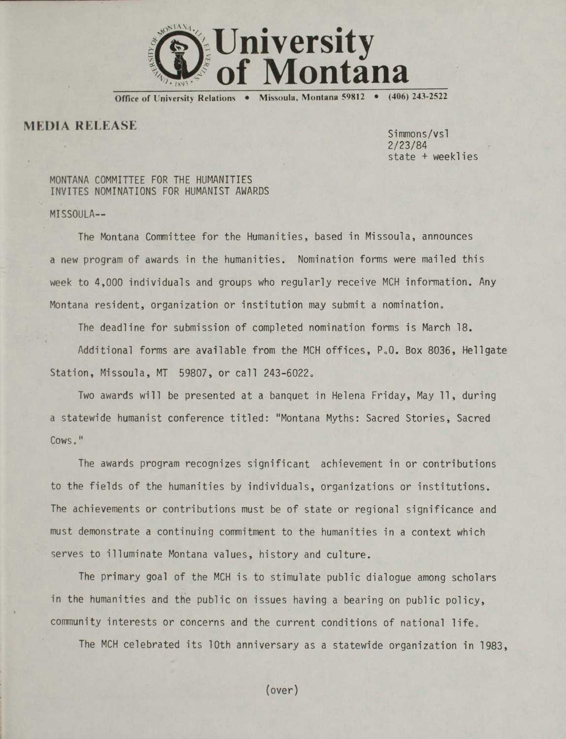**University of Montana**

Office of University Relations • Missoula, Montana 59812 • (406) 243-2522

**MEDIA RELEASE**

Simmons/vsl
2/23/84
state + weeklies

MONTANA COMMITTEE FOR THE HUMANITIES
INVITES NOMINATIONS FOR HUMANIST AWARDS

MISSOULA--

The Montana Committee for the Humanities, based in Missoula, announces a new program of awards in the humanities. Nomination forms were mailed this week to 4,000 individuals and groups who regularly receive MCH information. Any Montana resident, organization or institution may submit a nomination.

The deadline for submission of completed nomination forms is March 18.

Additional forms are available from the MCH offices, P.O. Box 8036, Hellgate Station, Missoula, MT 59807, or call 243-6022.

Two awards will be presented at a banquet in Helena Friday, May 11, during a statewide humanist conference titled: "Montana Myths: Sacred Stories, Sacred Cows."

The awards program recognizes significant achievement in or contributions to the fields of the humanities by individuals, organizations or institutions. The achievements or contributions must be of state or regional significance and must demonstrate a continuing commitment to the humanities in a context which serves to illuminate Montana values, history and culture.

The primary goal of the MCH is to stimulate public dialogue among scholars in the humanities and the public on issues having a bearing on public policy, community interests or concerns and the current conditions of national life.

The MCH celebrated its 10th anniversary as a statewide organization in 1983,

(over)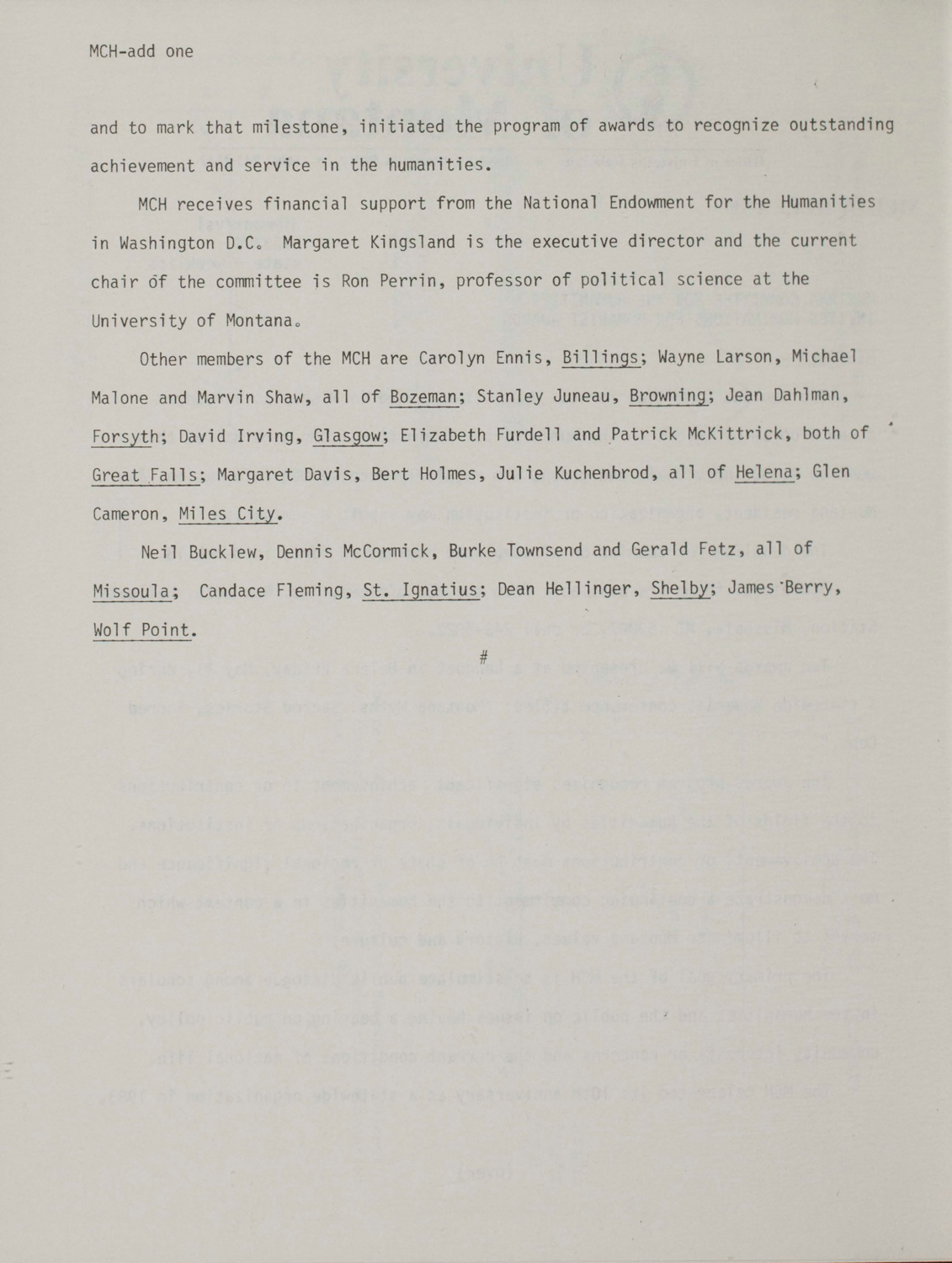MCH-add one

and to mark that milestone, initiated the program of awards to recognize outstanding achievement and service in the humanities.

MCH receives financial support from the National Endowment for the Humanities in Washington D.C. Margaret Kingsland is the executive director and the current chair of the committee is Ron Perrin, professor of political science at the University of Montana.

Other members of the MCH are Carolyn Ennis, Billings; Wayne Larson, Michael Malone and Marvin Shaw, all of Bozeman; Stanley Juneau, Browning; Jean Dahlman, Forsyth; David Irving, Glasgow; Elizabeth Furdell and Patrick McKittrick, both of Great Falls; Margaret Davis, Bert Holmes, Julie Kuchenbrod, all of Helena; Glen Cameron, Miles City.

Neil Bucklew, Dennis McCormick, Burke Townsend and Gerald Fetz, all of Missoula; Candace Fleming, St. Ignatius; Dean Hellinger, Shelby; James Berry, Wolf Point.

#